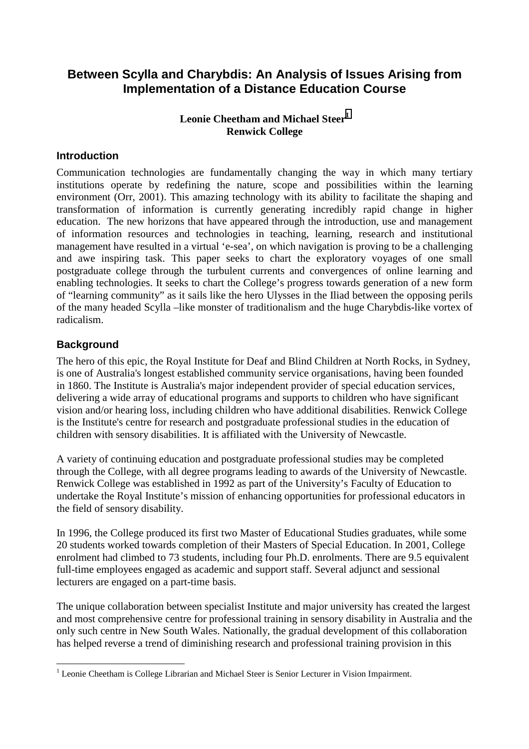# Between Scylla and Charybdis: An Analysis of Issues Arising from Implementation of a Distance Education Course

**Leonie Cheetham and Michael Steer[1]**
**Renwick College**

## Introduction

Communication technologies are fundamentally changing the way in which many tertiary institutions operate by redefining the nature, scope and possibilities within the learning environment (Orr, 2001). This amazing technology with its ability to facilitate the shaping and transformation of information is currently generating incredibly rapid change in higher education. The new horizons that have appeared through the introduction, use and management of information resources and technologies in teaching, learning, research and institutional management have resulted in a virtual 'e-sea', on which navigation is proving to be a challenging and awe inspiring task. This paper seeks to chart the exploratory voyages of one small postgraduate college through the turbulent currents and convergences of online learning and enabling technologies. It seeks to chart the College's progress towards generation of a new form of "learning community" as it sails like the hero Ulysses in the Iliad between the opposing perils of the many headed Scylla –like monster of traditionalism and the huge Charybdis-like vortex of radicalism.

## Background

The hero of this epic, the Royal Institute for Deaf and Blind Children at North Rocks, in Sydney, is one of Australia's longest established community service organisations, having been founded in 1860. The Institute is Australia's major independent provider of special education services, delivering a wide array of educational programs and supports to children who have significant vision and/or hearing loss, including children who have additional disabilities. Renwick College is the Institute's centre for research and postgraduate professional studies in the education of children with sensory disabilities. It is affiliated with the University of Newcastle.

A variety of continuing education and postgraduate professional studies may be completed through the College, with all degree programs leading to awards of the University of Newcastle. Renwick College was established in 1992 as part of the University's Faculty of Education to undertake the Royal Institute's mission of enhancing opportunities for professional educators in the field of sensory disability.

In 1996, the College produced its first two Master of Educational Studies graduates, while some 20 students worked towards completion of their Masters of Special Education. In 2001, College enrolment had climbed to 73 students, including four Ph.D. enrolments. There are 9.5 equivalent full-time employees engaged as academic and support staff. Several adjunct and sessional lecturers are engaged on a part-time basis.

The unique collaboration between specialist Institute and major university has created the largest and most comprehensive centre for professional training in sensory disability in Australia and the only such centre in New South Wales. Nationally, the gradual development of this collaboration has helped reverse a trend of diminishing research and professional training provision in this

[1] Leonie Cheetham is College Librarian and Michael Steer is Senior Lecturer in Vision Impairment.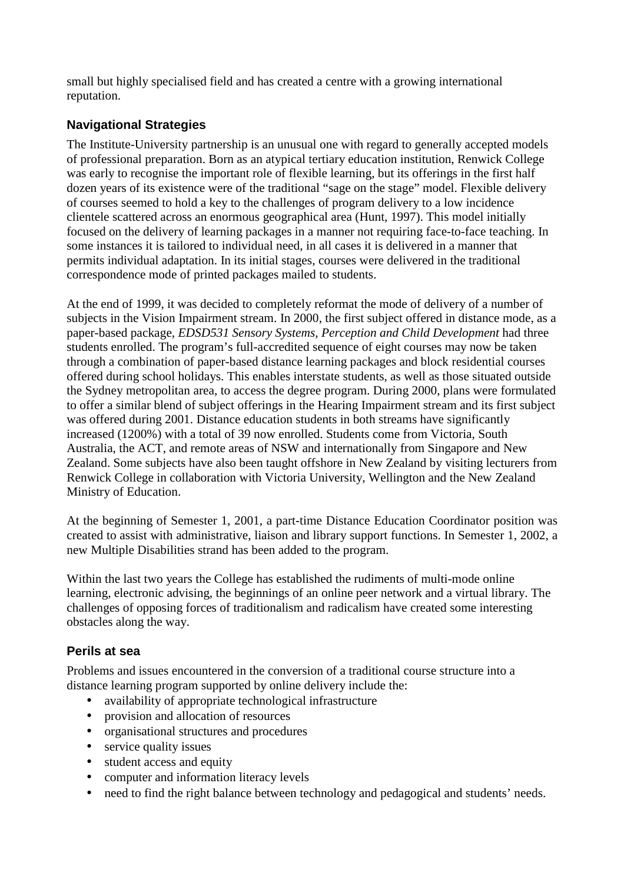small but highly specialised field and has created a centre with a growing international reputation.

## Navigational Strategies

The Institute-University partnership is an unusual one with regard to generally accepted models of professional preparation. Born as an atypical tertiary education institution, Renwick College was early to recognise the important role of flexible learning, but its offerings in the first half dozen years of its existence were of the traditional "sage on the stage" model. Flexible delivery of courses seemed to hold a key to the challenges of program delivery to a low incidence clientele scattered across an enormous geographical area (Hunt, 1997). This model initially focused on the delivery of learning packages in a manner not requiring face-to-face teaching. In some instances it is tailored to individual need, in all cases it is delivered in a manner that permits individual adaptation. In its initial stages, courses were delivered in the traditional correspondence mode of printed packages mailed to students.

At the end of 1999, it was decided to completely reformat the mode of delivery of a number of subjects in the Vision Impairment stream. In 2000, the first subject offered in distance mode, as a paper-based package, *EDSD531 Sensory Systems, Perception and Child Development* had three students enrolled. The program's full-accredited sequence of eight courses may now be taken through a combination of paper-based distance learning packages and block residential courses offered during school holidays. This enables interstate students, as well as those situated outside the Sydney metropolitan area, to access the degree program. During 2000, plans were formulated to offer a similar blend of subject offerings in the Hearing Impairment stream and its first subject was offered during 2001. Distance education students in both streams have significantly increased (1200%) with a total of 39 now enrolled. Students come from Victoria, South Australia, the ACT, and remote areas of NSW and internationally from Singapore and New Zealand. Some subjects have also been taught offshore in New Zealand by visiting lecturers from Renwick College in collaboration with Victoria University, Wellington and the New Zealand Ministry of Education.

At the beginning of Semester 1, 2001, a part-time Distance Education Coordinator position was created to assist with administrative, liaison and library support functions. In Semester 1, 2002, a new Multiple Disabilities strand has been added to the program.

Within the last two years the College has established the rudiments of multi-mode online learning, electronic advising, the beginnings of an online peer network and a virtual library. The challenges of opposing forces of traditionalism and radicalism have created some interesting obstacles along the way.

## Perils at sea

Problems and issues encountered in the conversion of a traditional course structure into a distance learning program supported by online delivery include the:

- availability of appropriate technological infrastructure
- provision and allocation of resources
- organisational structures and procedures
- service quality issues
- student access and equity
- computer and information literacy levels
- need to find the right balance between technology and pedagogical and students' needs.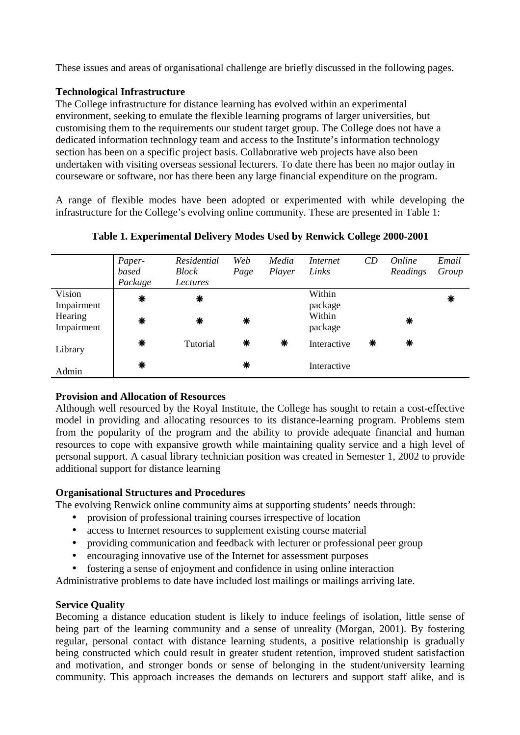These issues and areas of organisational challenge are briefly discussed in the following pages.

**Technological Infrastructure**

The College infrastructure for distance learning has evolved within an experimental environment, seeking to emulate the flexible learning programs of larger universities, but customising them to the requirements our student target group. The College does not have a dedicated information technology team and access to the Institute's information technology section has been on a specific project basis. Collaborative web projects have also been undertaken with visiting overseas sessional lecturers. To date there has been no major outlay in courseware or software, nor has there been any large financial expenditure on the program.

A range of flexible modes have been adopted or experimented with while developing the infrastructure for the College's evolving online community. These are presented in Table 1:

**Table 1. Experimental Delivery Modes Used by Renwick College 2000-2001**

| | *Paper-based Package* | *Residential Block Lectures* | *Web Page* | *Media Player* | *Internet Links* | *CD* | *Online Readings* | *Email Group* |
|---|---|---|---|---|---|---|---|---|
| Vision Impairment | ❋ | ❋ | | | Within package | | | ❋ |
| Hearing Impairment | ❋ | ❋ | ❋ | | Within package | | ❋ | |
| Library | ❋ | Tutorial | ❋ | ❋ | Interactive | ❋ | ❋ | |
| Admin | ❋ | | ❋ | | Interactive | | | |

**Provision and Allocation of Resources**

Although well resourced by the Royal Institute, the College has sought to retain a cost-effective model in providing and allocating resources to its distance-learning program. Problems stem from the popularity of the program and the ability to provide adequate financial and human resources to cope with expansive growth while maintaining quality service and a high level of personal support. A casual library technician position was created in Semester 1, 2002 to provide additional support for distance learning

**Organisational Structures and Procedures**

The evolving Renwick online community aims at supporting students' needs through:

- provision of professional training courses irrespective of location
- access to Internet resources to supplement existing course material
- providing communication and feedback with lecturer or professional peer group
- encouraging innovative use of the Internet for assessment purposes
- fostering a sense of enjoyment and confidence in using online interaction

Administrative problems to date have included lost mailings or mailings arriving late.

**Service Quality**

Becoming a distance education student is likely to induce feelings of isolation, little sense of being part of the learning community and a sense of unreality (Morgan, 2001). By fostering regular, personal contact with distance learning students, a positive relationship is gradually being constructed which could result in greater student retention, improved student satisfaction and motivation, and stronger bonds or sense of belonging in the student/university learning community. This approach increases the demands on lecturers and support staff alike, and is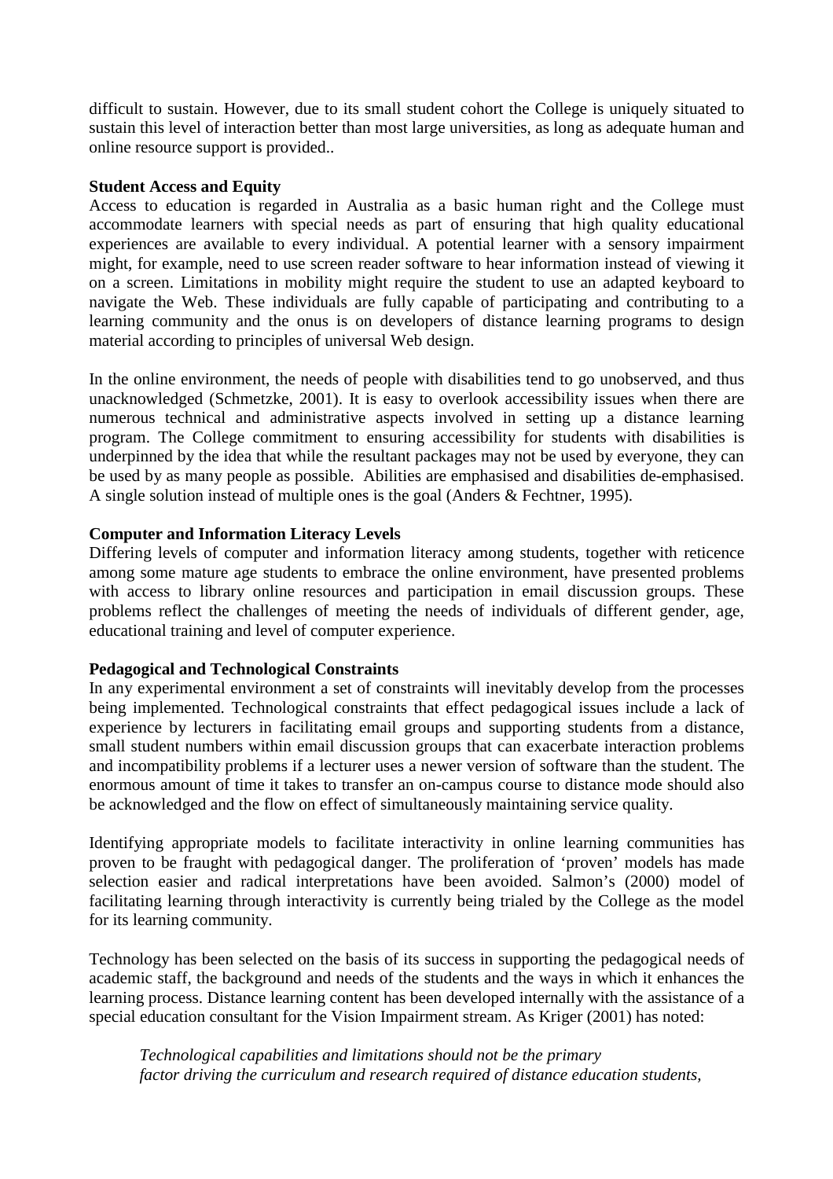difficult to sustain. However, due to its small student cohort the College is uniquely situated to sustain this level of interaction better than most large universities, as long as adequate human and online resource support is provided..

**Student Access and Equity**

Access to education is regarded in Australia as a basic human right and the College must accommodate learners with special needs as part of ensuring that high quality educational experiences are available to every individual. A potential learner with a sensory impairment might, for example, need to use screen reader software to hear information instead of viewing it on a screen. Limitations in mobility might require the student to use an adapted keyboard to navigate the Web. These individuals are fully capable of participating and contributing to a learning community and the onus is on developers of distance learning programs to design material according to principles of universal Web design.

In the online environment, the needs of people with disabilities tend to go unobserved, and thus unacknowledged (Schmetzke, 2001). It is easy to overlook accessibility issues when there are numerous technical and administrative aspects involved in setting up a distance learning program. The College commitment to ensuring accessibility for students with disabilities is underpinned by the idea that while the resultant packages may not be used by everyone, they can be used by as many people as possible. Abilities are emphasised and disabilities de-emphasised. A single solution instead of multiple ones is the goal (Anders & Fechtner, 1995).

**Computer and Information Literacy Levels**

Differing levels of computer and information literacy among students, together with reticence among some mature age students to embrace the online environment, have presented problems with access to library online resources and participation in email discussion groups. These problems reflect the challenges of meeting the needs of individuals of different gender, age, educational training and level of computer experience.

**Pedagogical and Technological Constraints**

In any experimental environment a set of constraints will inevitably develop from the processes being implemented. Technological constraints that effect pedagogical issues include a lack of experience by lecturers in facilitating email groups and supporting students from a distance, small student numbers within email discussion groups that can exacerbate interaction problems and incompatibility problems if a lecturer uses a newer version of software than the student. The enormous amount of time it takes to transfer an on-campus course to distance mode should also be acknowledged and the flow on effect of simultaneously maintaining service quality.

Identifying appropriate models to facilitate interactivity in online learning communities has proven to be fraught with pedagogical danger. The proliferation of 'proven' models has made selection easier and radical interpretations have been avoided. Salmon's (2000) model of facilitating learning through interactivity is currently being trialed by the College as the model for its learning community.

Technology has been selected on the basis of its success in supporting the pedagogical needs of academic staff, the background and needs of the students and the ways in which it enhances the learning process. Distance learning content has been developed internally with the assistance of a special education consultant for the Vision Impairment stream. As Kriger (2001) has noted:

> *Technological capabilities and limitations should not be the primary factor driving the curriculum and research required of distance education students,*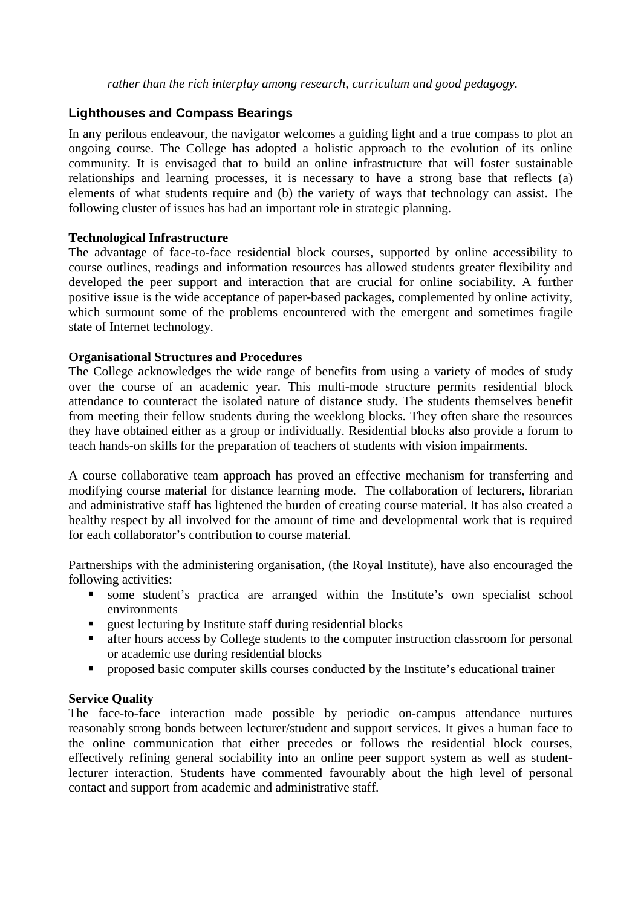*rather than the rich interplay among research, curriculum and good pedagogy.*

## Lighthouses and Compass Bearings

In any perilous endeavour, the navigator welcomes a guiding light and a true compass to plot an ongoing course. The College has adopted a holistic approach to the evolution of its online community. It is envisaged that to build an online infrastructure that will foster sustainable relationships and learning processes, it is necessary to have a strong base that reflects (a) elements of what students require and (b) the variety of ways that technology can assist. The following cluster of issues has had an important role in strategic planning.

**Technological Infrastructure**

The advantage of face-to-face residential block courses, supported by online accessibility to course outlines, readings and information resources has allowed students greater flexibility and developed the peer support and interaction that are crucial for online sociability. A further positive issue is the wide acceptance of paper-based packages, complemented by online activity, which surmount some of the problems encountered with the emergent and sometimes fragile state of Internet technology.

**Organisational Structures and Procedures**

The College acknowledges the wide range of benefits from using a variety of modes of study over the course of an academic year. This multi-mode structure permits residential block attendance to counteract the isolated nature of distance study. The students themselves benefit from meeting their fellow students during the weeklong blocks. They often share the resources they have obtained either as a group or individually. Residential blocks also provide a forum to teach hands-on skills for the preparation of teachers of students with vision impairments.

A course collaborative team approach has proved an effective mechanism for transferring and modifying course material for distance learning mode. The collaboration of lecturers, librarian and administrative staff has lightened the burden of creating course material. It has also created a healthy respect by all involved for the amount of time and developmental work that is required for each collaborator's contribution to course material.

Partnerships with the administering organisation, (the Royal Institute), have also encouraged the following activities:

- some student's practica are arranged within the Institute's own specialist school environments
- guest lecturing by Institute staff during residential blocks
- after hours access by College students to the computer instruction classroom for personal or academic use during residential blocks
- proposed basic computer skills courses conducted by the Institute's educational trainer

**Service Quality**

The face-to-face interaction made possible by periodic on-campus attendance nurtures reasonably strong bonds between lecturer/student and support services. It gives a human face to the online communication that either precedes or follows the residential block courses, effectively refining general sociability into an online peer support system as well as student-lecturer interaction. Students have commented favourably about the high level of personal contact and support from academic and administrative staff.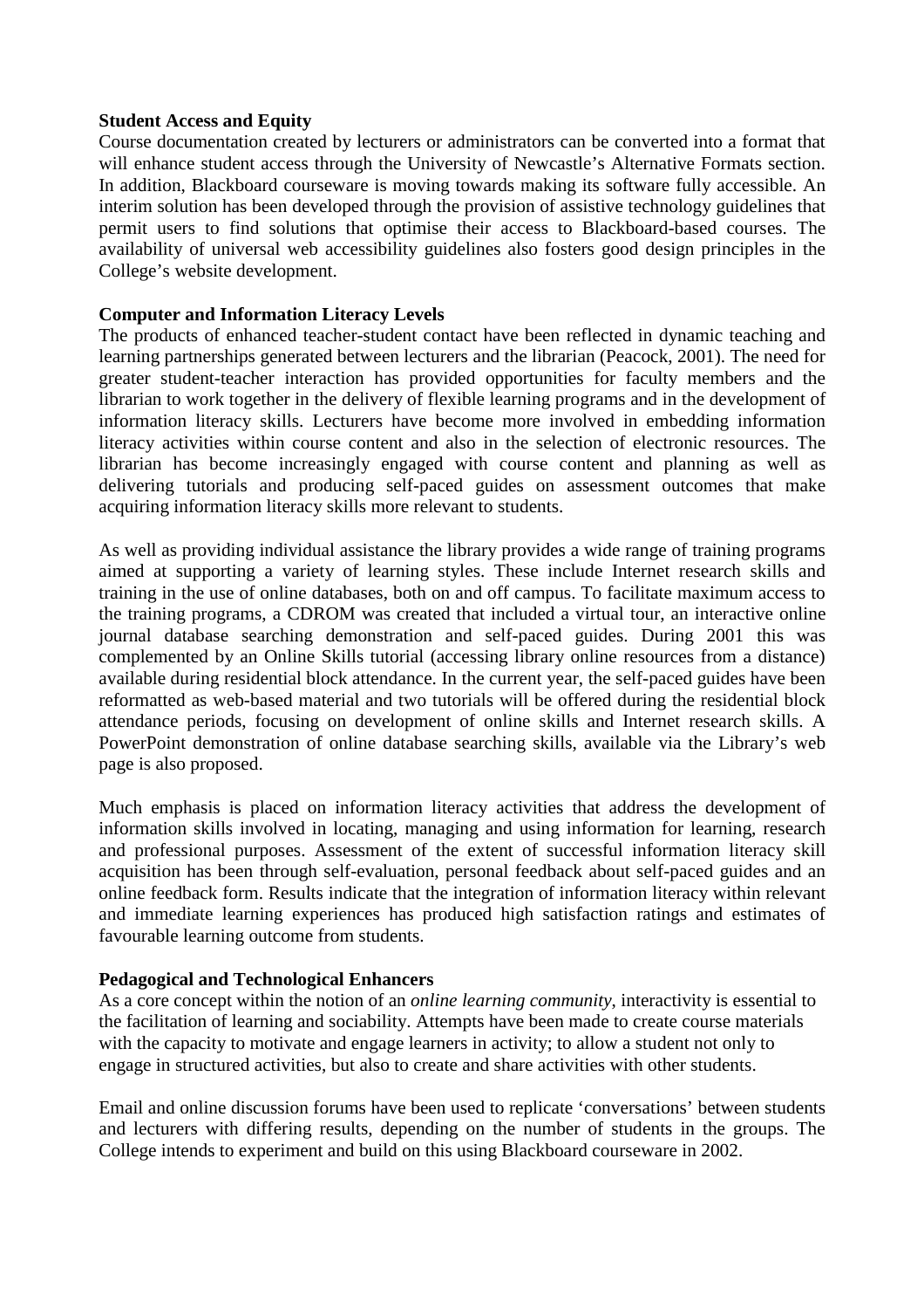**Student Access and Equity**

Course documentation created by lecturers or administrators can be converted into a format that will enhance student access through the University of Newcastle's Alternative Formats section. In addition, Blackboard courseware is moving towards making its software fully accessible. An interim solution has been developed through the provision of assistive technology guidelines that permit users to find solutions that optimise their access to Blackboard-based courses. The availability of universal web accessibility guidelines also fosters good design principles in the College's website development.

**Computer and Information Literacy Levels**

The products of enhanced teacher-student contact have been reflected in dynamic teaching and learning partnerships generated between lecturers and the librarian (Peacock, 2001). The need for greater student-teacher interaction has provided opportunities for faculty members and the librarian to work together in the delivery of flexible learning programs and in the development of information literacy skills. Lecturers have become more involved in embedding information literacy activities within course content and also in the selection of electronic resources. The librarian has become increasingly engaged with course content and planning as well as delivering tutorials and producing self-paced guides on assessment outcomes that make acquiring information literacy skills more relevant to students.

As well as providing individual assistance the library provides a wide range of training programs aimed at supporting a variety of learning styles. These include Internet research skills and training in the use of online databases, both on and off campus. To facilitate maximum access to the training programs, a CDROM was created that included a virtual tour, an interactive online journal database searching demonstration and self-paced guides. During 2001 this was complemented by an Online Skills tutorial (accessing library online resources from a distance) available during residential block attendance. In the current year, the self-paced guides have been reformatted as web-based material and two tutorials will be offered during the residential block attendance periods, focusing on development of online skills and Internet research skills. A PowerPoint demonstration of online database searching skills, available via the Library's web page is also proposed.

Much emphasis is placed on information literacy activities that address the development of information skills involved in locating, managing and using information for learning, research and professional purposes. Assessment of the extent of successful information literacy skill acquisition has been through self-evaluation, personal feedback about self-paced guides and an online feedback form. Results indicate that the integration of information literacy within relevant and immediate learning experiences has produced high satisfaction ratings and estimates of favourable learning outcome from students.

**Pedagogical and Technological Enhancers**

As a core concept within the notion of an *online learning community*, interactivity is essential to the facilitation of learning and sociability. Attempts have been made to create course materials with the capacity to motivate and engage learners in activity; to allow a student not only to engage in structured activities, but also to create and share activities with other students.

Email and online discussion forums have been used to replicate 'conversations' between students and lecturers with differing results, depending on the number of students in the groups. The College intends to experiment and build on this using Blackboard courseware in 2002.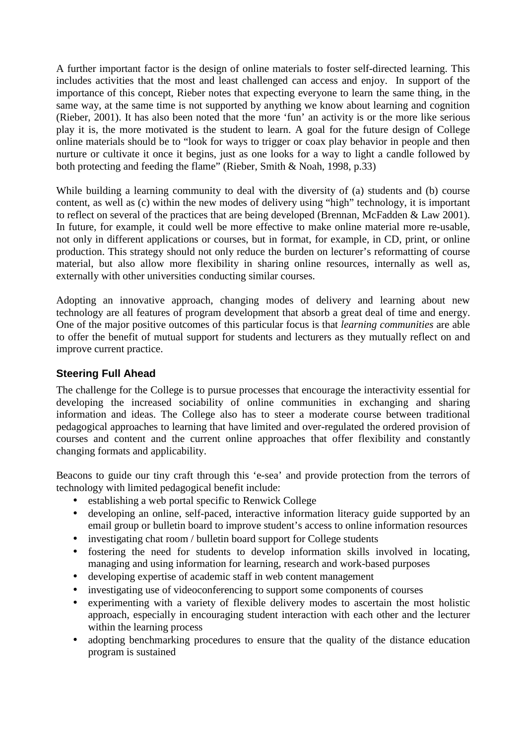A further important factor is the design of online materials to foster self-directed learning. This includes activities that the most and least challenged can access and enjoy. In support of the importance of this concept, Rieber notes that expecting everyone to learn the same thing, in the same way, at the same time is not supported by anything we know about learning and cognition (Rieber, 2001). It has also been noted that the more 'fun' an activity is or the more like serious play it is, the more motivated is the student to learn. A goal for the future design of College online materials should be to "look for ways to trigger or coax play behavior in people and then nurture or cultivate it once it begins, just as one looks for a way to light a candle followed by both protecting and feeding the flame" (Rieber, Smith & Noah, 1998, p.33)

While building a learning community to deal with the diversity of (a) students and (b) course content, as well as (c) within the new modes of delivery using "high" technology, it is important to reflect on several of the practices that are being developed (Brennan, McFadden & Law 2001). In future, for example, it could well be more effective to make online material more re-usable, not only in different applications or courses, but in format, for example, in CD, print, or online production. This strategy should not only reduce the burden on lecturer's reformatting of course material, but also allow more flexibility in sharing online resources, internally as well as, externally with other universities conducting similar courses.

Adopting an innovative approach, changing modes of delivery and learning about new technology are all features of program development that absorb a great deal of time and energy. One of the major positive outcomes of this particular focus is that *learning communities* are able to offer the benefit of mutual support for students and lecturers as they mutually reflect on and improve current practice.

## Steering Full Ahead

The challenge for the College is to pursue processes that encourage the interactivity essential for developing the increased sociability of online communities in exchanging and sharing information and ideas. The College also has to steer a moderate course between traditional pedagogical approaches to learning that have limited and over-regulated the ordered provision of courses and content and the current online approaches that offer flexibility and constantly changing formats and applicability.

Beacons to guide our tiny craft through this 'e-sea' and provide protection from the terrors of technology with limited pedagogical benefit include:

- establishing a web portal specific to Renwick College
- developing an online, self-paced, interactive information literacy guide supported by an email group or bulletin board to improve student's access to online information resources
- investigating chat room / bulletin board support for College students
- fostering the need for students to develop information skills involved in locating, managing and using information for learning, research and work-based purposes
- developing expertise of academic staff in web content management
- investigating use of videoconferencing to support some components of courses
- experimenting with a variety of flexible delivery modes to ascertain the most holistic approach, especially in encouraging student interaction with each other and the lecturer within the learning process
- adopting benchmarking procedures to ensure that the quality of the distance education program is sustained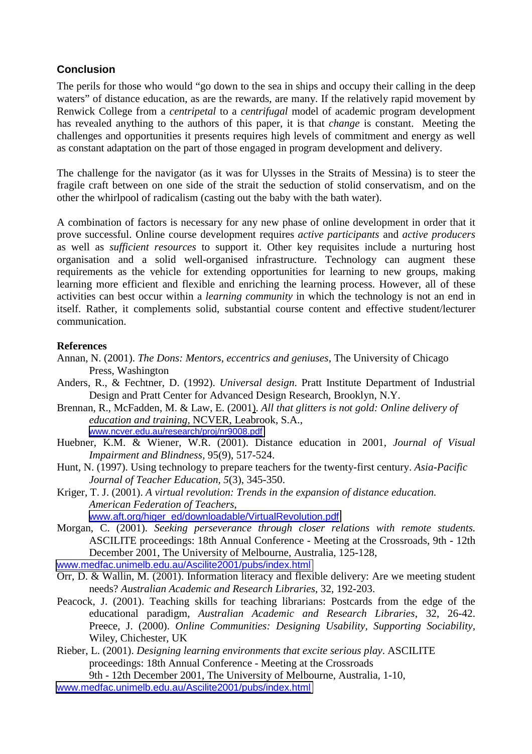## Conclusion

The perils for those who would "go down to the sea in ships and occupy their calling in the deep waters" of distance education, as are the rewards, are many. If the relatively rapid movement by Renwick College from a *centripetal* to a *centrifugal* model of academic program development has revealed anything to the authors of this paper, it is that *change* is constant. Meeting the challenges and opportunities it presents requires high levels of commitment and energy as well as constant adaptation on the part of those engaged in program development and delivery.

The challenge for the navigator (as it was for Ulysses in the Straits of Messina) is to steer the fragile craft between on one side of the strait the seduction of stolid conservatism, and on the other the whirlpool of radicalism (casting out the baby with the bath water).

A combination of factors is necessary for any new phase of online development in order that it prove successful. Online course development requires *active participants* and *active producers* as well as *sufficient resources* to support it. Other key requisites include a nurturing host organisation and a solid well-organised infrastructure. Technology can augment these requirements as the vehicle for extending opportunities for learning to new groups, making learning more efficient and flexible and enriching the learning process. However, all of these activities can best occur within a *learning community* in which the technology is not an end in itself. Rather, it complements solid, substantial course content and effective student/lecturer communication.

**References**

Annan, N. (2001). *The Dons: Mentors, eccentrics and geniuses*, The University of Chicago Press, Washington

Anders, R., & Fechtner, D. (1992). *Universal design.* Pratt Institute Department of Industrial Design and Pratt Center for Advanced Design Research, Brooklyn, N.Y.

Brennan, R., McFadden, M. & Law, E. (2001). *All that glitters is not gold: Online delivery of education and training*, NCVER, Leabrook, S.A., www.ncver.edu.au/research/proj/nr9008.pdf

Huebner, K.M. & Wiener, W.R. (2001). Distance education in 2001, *Journal of Visual Impairment and Blindness*, 95(9), 517-524.

Hunt, N. (1997). Using technology to prepare teachers for the twenty-first century. *Asia-Pacific Journal of Teacher Education*, *5*(3), 345-350.

Kriger, T. J. (2001). *A virtual revolution: Trends in the expansion of distance education. American Federation of Teachers*, www.aft.org/higer_ed/downloadable/VirtualRevolution.pdf

Morgan, C. (2001). *Seeking perseverance through closer relations with remote students.* ASCILITE proceedings: 18th Annual Conference - Meeting at the Crossroads, 9th - 12th December 2001, The University of Melbourne, Australia, 125-128, www.medfac.unimelb.edu.au/Ascilite2001/pubs/index.html

Orr, D. & Wallin, M. (2001). Information literacy and flexible delivery: Are we meeting student needs? *Australian Academic and Research Libraries*, 32, 192-203.

Peacock, J. (2001). Teaching skills for teaching librarians: Postcards from the edge of the educational paradigm, *Australian Academic and Research Libraries*, 32, 26-42. Preece, J. (2000). *Online Communities: Designing Usability, Supporting Sociability*, Wiley, Chichester, UK

Rieber, L. (2001). *Designing learning environments that excite serious play*. ASCILITE proceedings: 18th Annual Conference - Meeting at the Crossroads 9th - 12th December 2001, The University of Melbourne, Australia, 1-10, www.medfac.unimelb.edu.au/Ascilite2001/pubs/index.html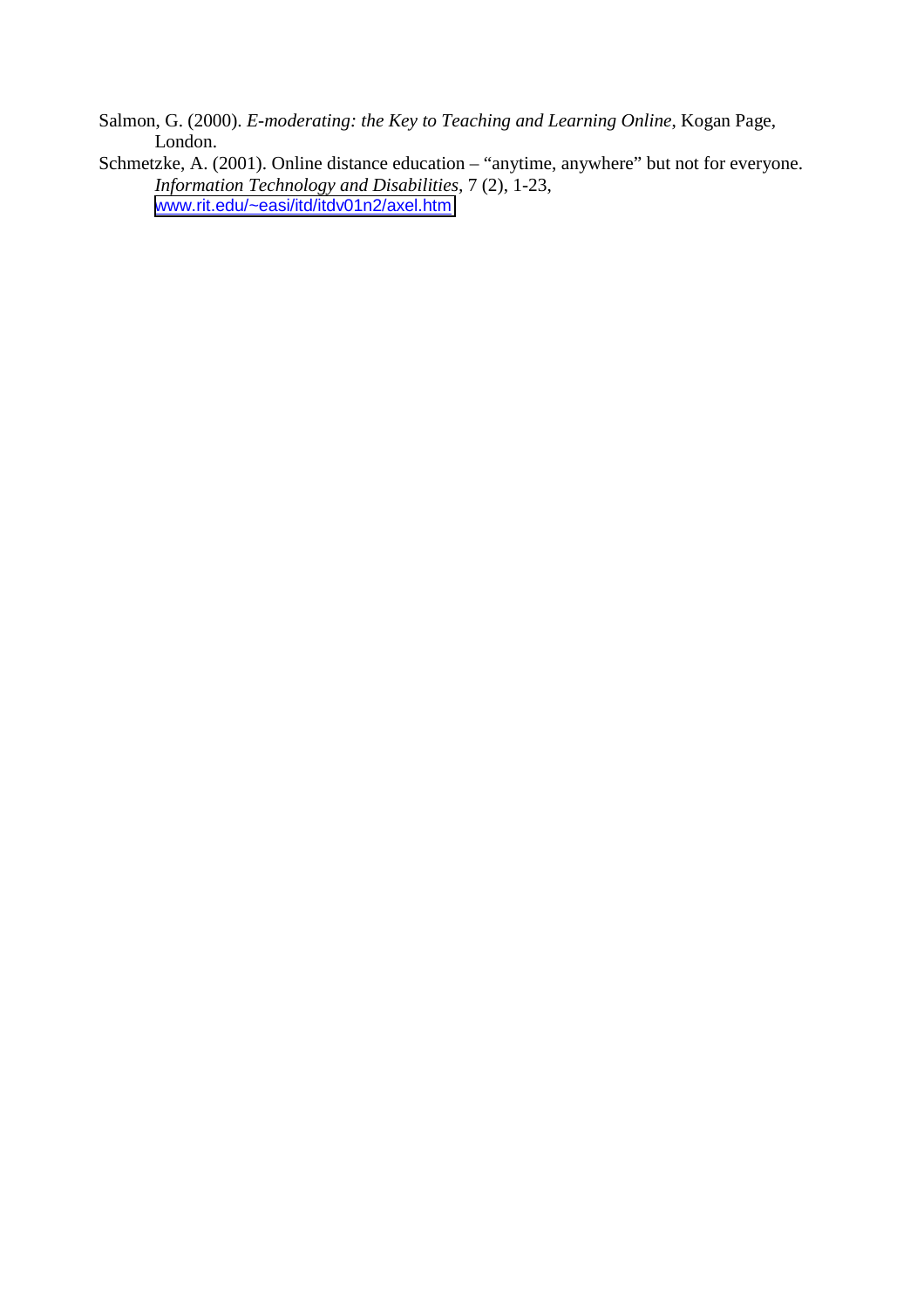Salmon, G. (2000). *E-moderating: the Key to Teaching and Learning Online*, Kogan Page, London.

Schmetzke, A. (2001). Online distance education – "anytime, anywhere" but not for everyone. *Information Technology and Disabilities*, 7 (2), 1-23, www.rit.edu/~easi/itd/itdv01n2/axel.htm